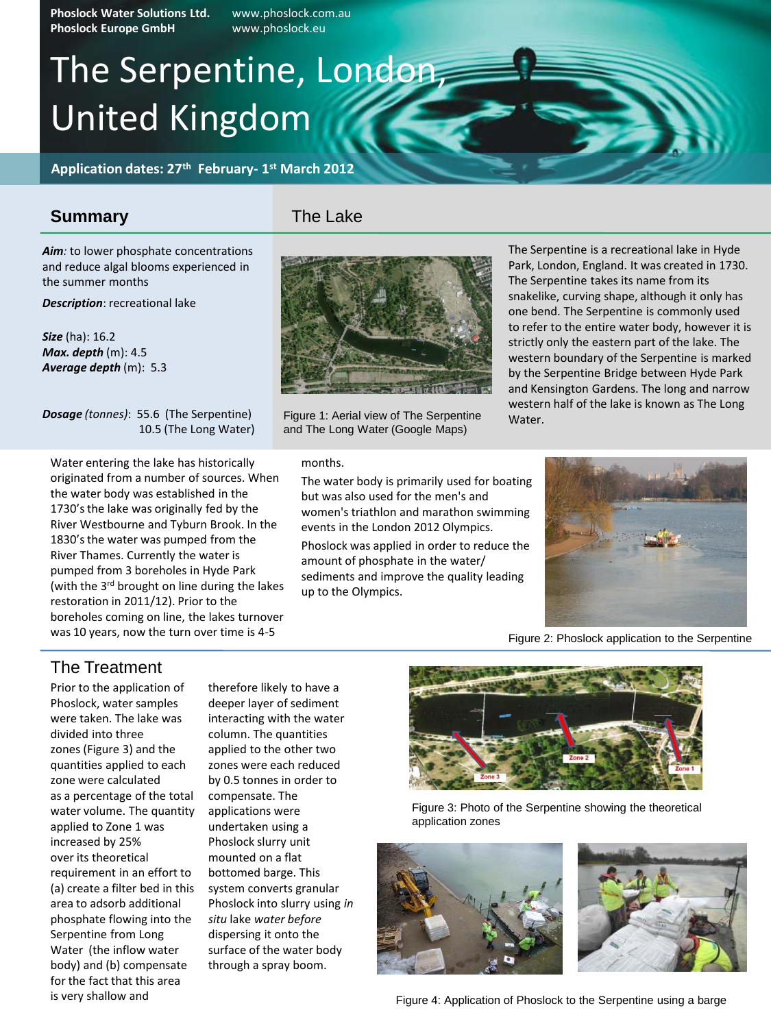Phoslock Water Solutions Ltd. www.phoslock.com.au
Phoslock Europe GmbH www.phoslock.eu

# The Serpentine, London, United Kingdom

**Application dates: 27th February- 1st March 2012**

## Summary

***Aim**:* to lower phosphate concentrations and reduce algal blooms experienced in the summer months

***Description***: recreational lake

***Size*** (ha): 16.2
***Max. depth*** (m): 4.5
***Average depth*** (m): 5.3

***Dosage** (tonnes)*: 55.6 (The Serpentine)
10.5 (The Long Water)

## The Lake

Figure 1: Aerial view of The Serpentine and The Long Water (Google Maps)

The Serpentine is a recreational lake in Hyde Park, London, England. It was created in 1730. The Serpentine takes its name from its snakelike, curving shape, although it only has one bend. The Serpentine is commonly used to refer to the entire water body, however it is strictly only the eastern part of the lake. The western boundary of the Serpentine is marked by the Serpentine Bridge between Hyde Park and Kensington Gardens. The long and narrow western half of the lake is known as The Long Water.

Water entering the lake has historically originated from a number of sources. When the water body was established in the 1730's the lake was originally fed by the River Westbourne and Tyburn Brook. In the 1830's the water was pumped from the River Thames. Currently the water is pumped from 3 boreholes in Hyde Park (with the 3rd brought on line during the lakes restoration in 2011/12). Prior to the boreholes coming on line, the lakes turnover was 10 years, now the turn over time is 4-5 months.

The water body is primarily used for boating but was also used for the men's and women's triathlon and marathon swimming events in the London 2012 Olympics.

Phoslock was applied in order to reduce the amount of phosphate in the water/ sediments and improve the quality leading up to the Olympics.

Figure 2: Phoslock application to the Serpentine

## The Treatment

Prior to the application of Phoslock, water samples were taken. The lake was divided into three zones (Figure 3) and the quantities applied to each zone were calculated as a percentage of the total water volume. The quantity applied to Zone 1 was increased by 25% over its theoretical requirement in an effort to (a) create a filter bed in this area to adsorb additional phosphate flowing into the Serpentine from Long Water (the inflow water body) and (b) compensate for the fact that this area is very shallow and therefore likely to have a deeper layer of sediment interacting with the water column. The quantities applied to the other two zones were each reduced by 0.5 tonnes in order to compensate. The applications were undertaken using a Phoslock slurry unit mounted on a flat bottomed barge. This system converts granular Phoslock into slurry using *in situ* lake *water before* dispersing it onto the surface of the water body through a spray boom.

Figure 3: Photo of the Serpentine showing the theoretical application zones

Figure 4: Application of Phoslock to the Serpentine using a barge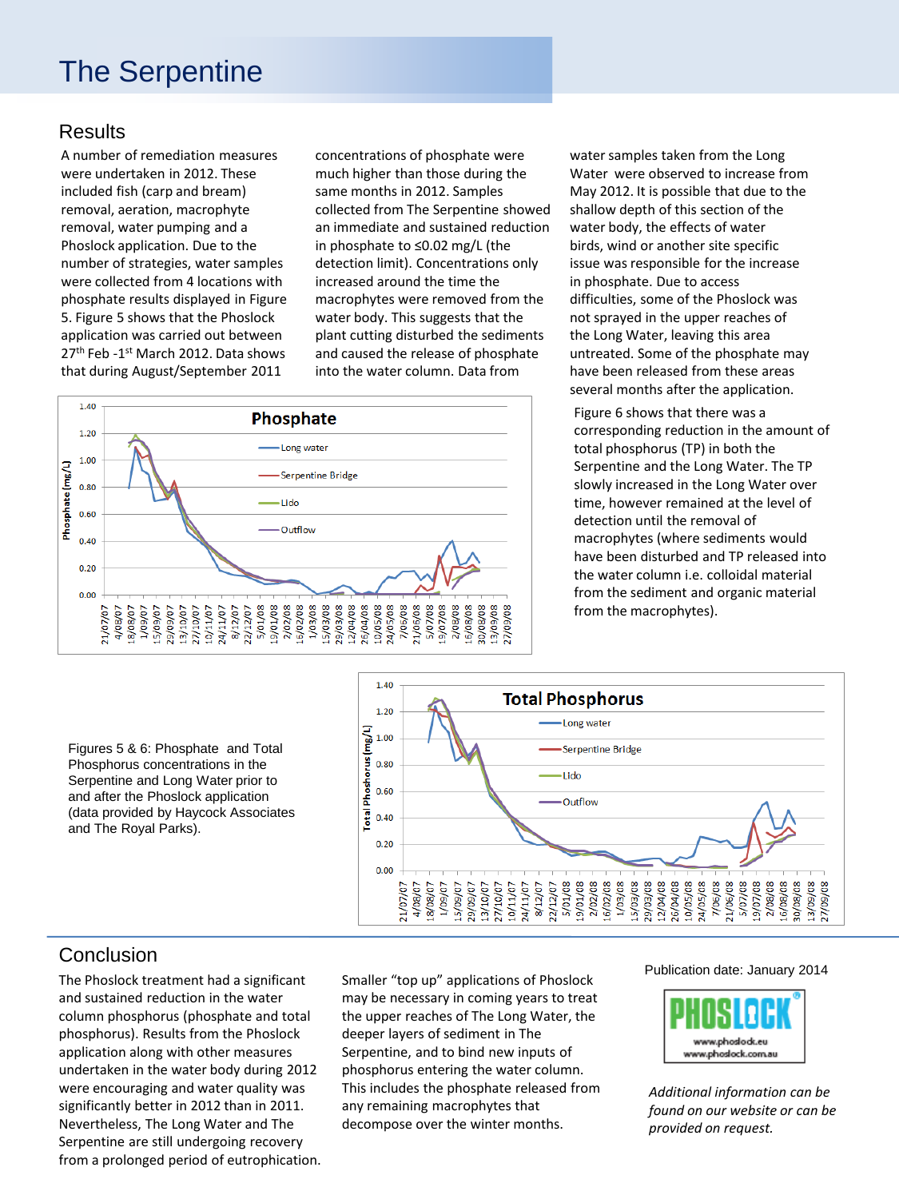# The Serpentine

## Results

A number of remediation measures were undertaken in 2012. These included fish (carp and bream) removal, aeration, macrophyte removal, water pumping and a Phoslock application. Due to the number of strategies, water samples were collected from 4 locations with phosphate results displayed in Figure 5. Figure 5 shows that the Phoslock application was carried out between 27th Feb -1st March 2012. Data shows that during August/September 2011 concentrations of phosphate were much higher than those during the same months in 2012. Samples collected from The Serpentine showed an immediate and sustained reduction in phosphate to ≤0.02 mg/L (the detection limit). Concentrations only increased around the time the macrophytes were removed from the water body. This suggests that the plant cutting disturbed the sediments and caused the release of phosphate into the water column. Data from water samples taken from the Long Water were observed to increase from May 2012. It is possible that due to the shallow depth of this section of the water body, the effects of water birds, wind or another site specific issue was responsible for the increase in phosphate. Due to access difficulties, some of the Phoslock was not sprayed in the upper reaches of the Long Water, leaving this area untreated. Some of the phosphate may have been released from these areas several months after the application.

Figure 6 shows that there was a corresponding reduction in the amount of total phosphorus (TP) in both the Serpentine and the Long Water. The TP slowly increased in the Long Water over time, however remained at the level of detection until the removal of macrophytes (where sediments would have been disturbed and TP released into the water column i.e. colloidal material from the sediment and organic material from the macrophytes).

Phosphate

Phosphate (mg/L)

1.40
1.20
1.00
0.80
0.60
0.40
0.20
0.00

Long water
Serpentine Bridge
Lido
Outflow

21/07/07 4/08/07 18/08/07 1/09/07 15/09/07 29/09/07 13/10/07 27/10/07 10/11/07 24/11/07 8/12/07 22/12/07 5/01/08 19/01/08 2/02/08 16/02/08 1/03/08 15/03/08 29/03/08 12/04/08 26/04/08 10/05/08 24/05/08 7/06/08 21/06/08 5/07/08 19/07/08 2/08/08 16/08/08 30/08/08 13/09/08 27/09/08

Total Phosphorus

Total Phoshorus (mg/L)

1.40
1.20
1.00
0.80
0.60
0.40
0.20
0.00

Long water
Serpentine Bridge
Lido
Outflow

21/07/07 4/08/07 18/08/07 1/09/07 15/09/07 29/09/07 13/10/07 27/10/07 10/11/07 24/11/07 8/12/07 22/12/07 5/01/08 19/01/08 2/02/08 16/02/08 1/03/08 15/03/08 29/03/08 12/04/08 26/04/08 10/05/08 24/05/08 7/06/08 21/06/08 5/07/08 19/07/08 2/08/08 16/08/08 30/08/08 13/09/08 27/09/08

Figures 5 & 6: Phosphate and Total Phosphorus concentrations in the Serpentine and Long Water prior to and after the Phoslock application (data provided by Haycock Associates and The Royal Parks).

## Conclusion

The Phoslock treatment had a significant and sustained reduction in the water column phosphorus (phosphate and total phosphorus). Results from the Phoslock application along with other measures undertaken in the water body during 2012 were encouraging and water quality was significantly better in 2012 than in 2011. Nevertheless, The Long Water and The Serpentine are still undergoing recovery from a prolonged period of eutrophication.

Smaller "top up" applications of Phoslock may be necessary in coming years to treat the upper reaches of The Long Water, the deeper layers of sediment in The Serpentine, and to bind new inputs of phosphorus entering the water column. This includes the phosphate released from any remaining macrophytes that decompose over the winter months.

Publication date: January 2014

PHOSLOCK®
www.phoslock.eu
www.phoslock.com.au

*Additional information can be found on our website or can be provided on request.*